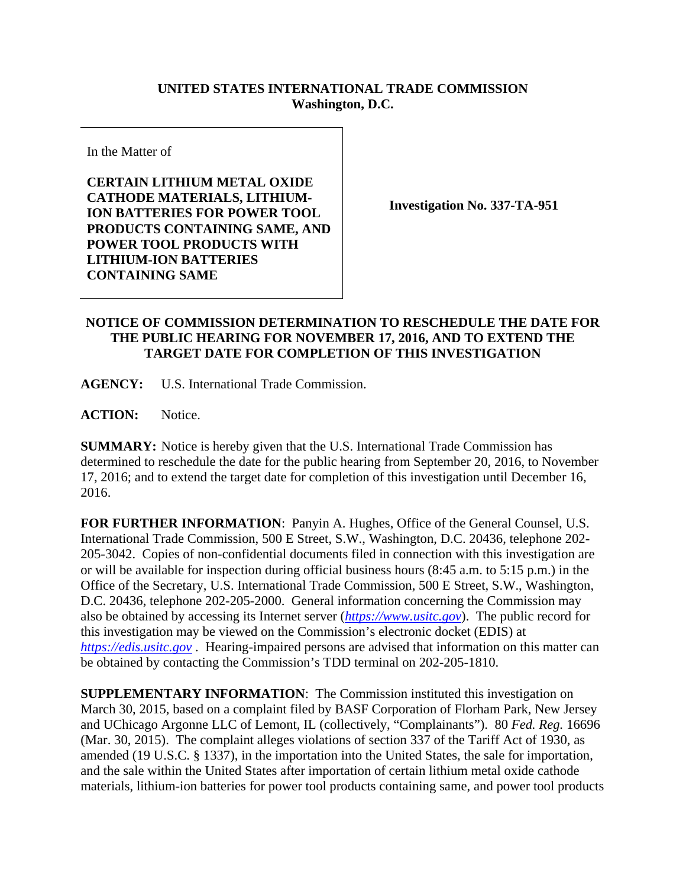**UNITED STATES INTERNATIONAL TRADE COMMISSION**
**Washington, D.C.**

| In the Matter of<br><br>**CERTAIN LITHIUM METAL OXIDE CATHODE MATERIALS, LITHIUM-ION BATTERIES FOR POWER TOOL PRODUCTS CONTAINING SAME, AND POWER TOOL PRODUCTS WITH LITHIUM-ION BATTERIES CONTAINING SAME** | **Investigation No. 337-TA-951** |
|---|---|

**NOTICE OF COMMISSION DETERMINATION TO RESCHEDULE THE DATE FOR THE PUBLIC HEARING FOR NOVEMBER 17, 2016, AND TO EXTEND THE TARGET DATE FOR COMPLETION OF THIS INVESTIGATION**

**AGENCY:** U.S. International Trade Commission.

**ACTION:** Notice.

**SUMMARY:** Notice is hereby given that the U.S. International Trade Commission has determined to reschedule the date for the public hearing from September 20, 2016, to November 17, 2016; and to extend the target date for completion of this investigation until December 16, 2016.

**FOR FURTHER INFORMATION**: Panyin A. Hughes, Office of the General Counsel, U.S. International Trade Commission, 500 E Street, S.W., Washington, D.C. 20436, telephone 202-205-3042. Copies of non-confidential documents filed in connection with this investigation are or will be available for inspection during official business hours (8:45 a.m. to 5:15 p.m.) in the Office of the Secretary, U.S. International Trade Commission, 500 E Street, S.W., Washington, D.C. 20436, telephone 202-205-2000. General information concerning the Commission may also be obtained by accessing its Internet server (*https://www.usitc.gov*). The public record for this investigation may be viewed on the Commission's electronic docket (EDIS) at *https://edis.usitc.gov* . Hearing-impaired persons are advised that information on this matter can be obtained by contacting the Commission's TDD terminal on 202-205-1810.

**SUPPLEMENTARY INFORMATION**: The Commission instituted this investigation on March 30, 2015, based on a complaint filed by BASF Corporation of Florham Park, New Jersey and UChicago Argonne LLC of Lemont, IL (collectively, "Complainants"). 80 *Fed. Reg.* 16696 (Mar. 30, 2015). The complaint alleges violations of section 337 of the Tariff Act of 1930, as amended (19 U.S.C. § 1337), in the importation into the United States, the sale for importation, and the sale within the United States after importation of certain lithium metal oxide cathode materials, lithium-ion batteries for power tool products containing same, and power tool products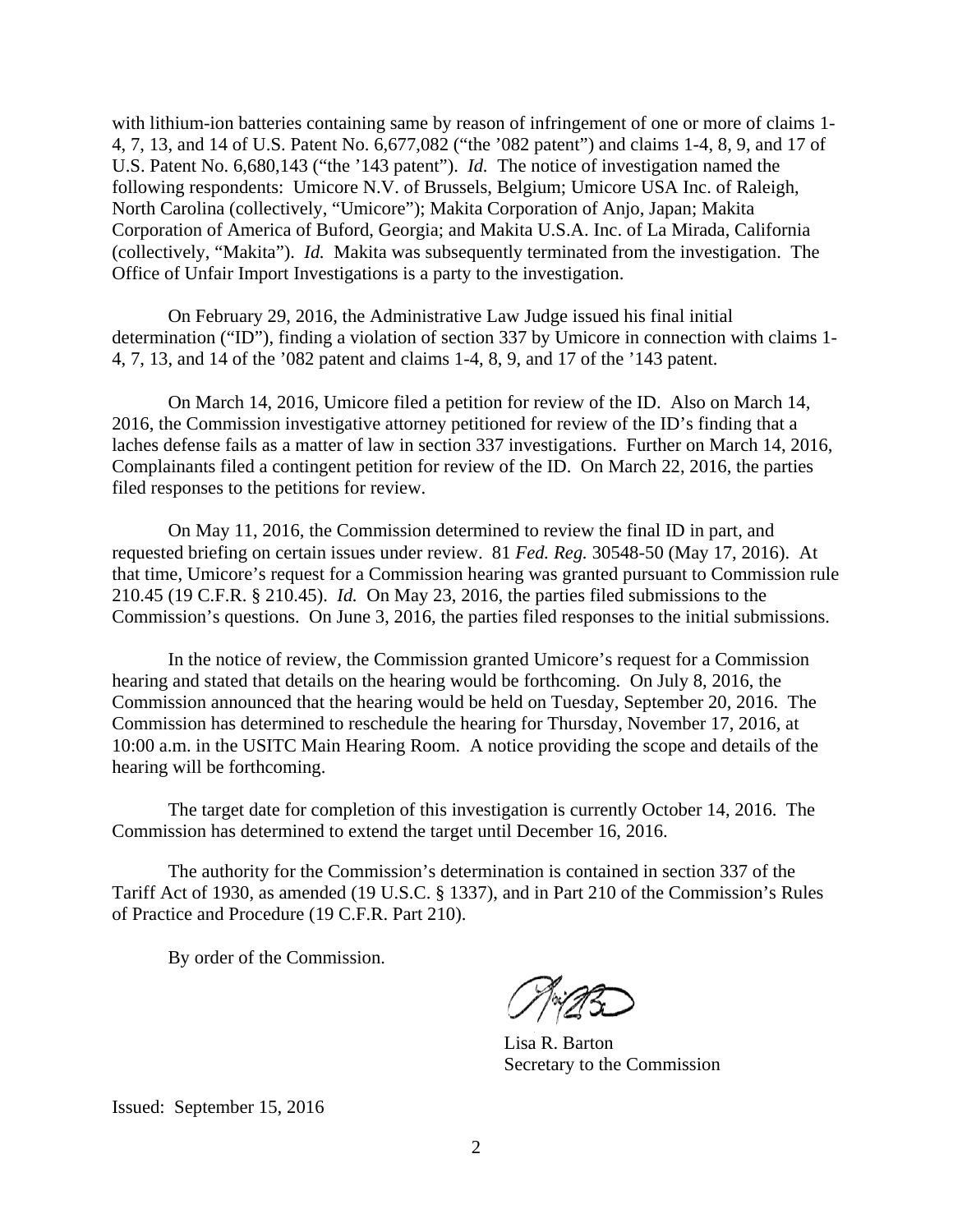with lithium-ion batteries containing same by reason of infringement of one or more of claims 1-4, 7, 13, and 14 of U.S. Patent No. 6,677,082 ("the '082 patent") and claims 1-4, 8, 9, and 17 of U.S. Patent No. 6,680,143 ("the '143 patent"). *Id.* The notice of investigation named the following respondents: Umicore N.V. of Brussels, Belgium; Umicore USA Inc. of Raleigh, North Carolina (collectively, "Umicore"); Makita Corporation of Anjo, Japan; Makita Corporation of America of Buford, Georgia; and Makita U.S.A. Inc. of La Mirada, California (collectively, "Makita"). *Id.* Makita was subsequently terminated from the investigation. The Office of Unfair Import Investigations is a party to the investigation.

On February 29, 2016, the Administrative Law Judge issued his final initial determination ("ID"), finding a violation of section 337 by Umicore in connection with claims 1-4, 7, 13, and 14 of the '082 patent and claims 1-4, 8, 9, and 17 of the '143 patent.

On March 14, 2016, Umicore filed a petition for review of the ID. Also on March 14, 2016, the Commission investigative attorney petitioned for review of the ID's finding that a laches defense fails as a matter of law in section 337 investigations. Further on March 14, 2016, Complainants filed a contingent petition for review of the ID. On March 22, 2016, the parties filed responses to the petitions for review.

On May 11, 2016, the Commission determined to review the final ID in part, and requested briefing on certain issues under review. 81 *Fed. Reg.* 30548-50 (May 17, 2016). At that time, Umicore's request for a Commission hearing was granted pursuant to Commission rule 210.45 (19 C.F.R. § 210.45). *Id.* On May 23, 2016, the parties filed submissions to the Commission's questions. On June 3, 2016, the parties filed responses to the initial submissions.

In the notice of review, the Commission granted Umicore's request for a Commission hearing and stated that details on the hearing would be forthcoming. On July 8, 2016, the Commission announced that the hearing would be held on Tuesday, September 20, 2016. The Commission has determined to reschedule the hearing for Thursday, November 17, 2016, at 10:00 a.m. in the USITC Main Hearing Room. A notice providing the scope and details of the hearing will be forthcoming.

The target date for completion of this investigation is currently October 14, 2016. The Commission has determined to extend the target until December 16, 2016.

The authority for the Commission's determination is contained in section 337 of the Tariff Act of 1930, as amended (19 U.S.C. § 1337), and in Part 210 of the Commission's Rules of Practice and Procedure (19 C.F.R. Part 210).

By order of the Commission.

Lisa R. Barton
Secretary to the Commission

Issued: September 15, 2016